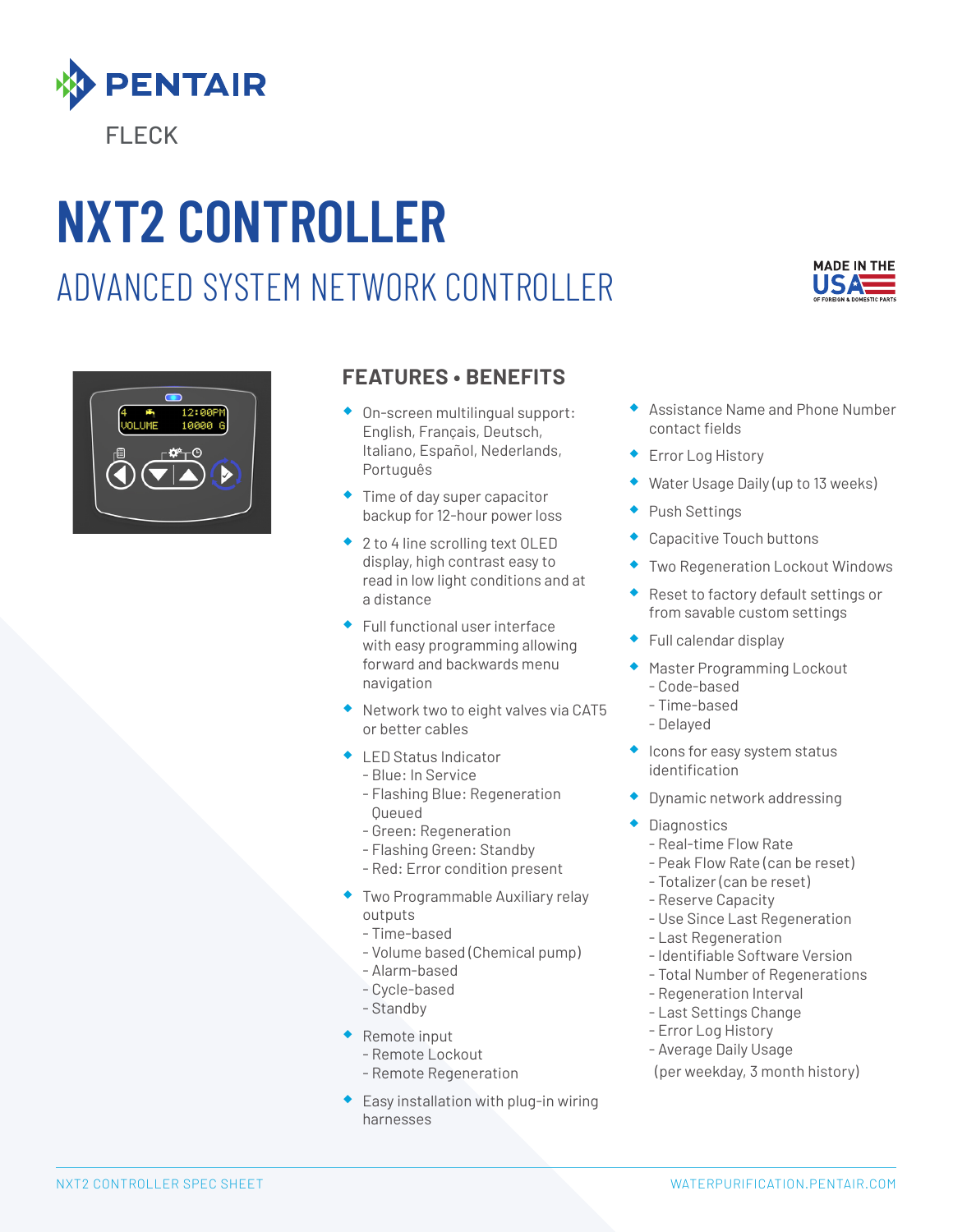PENTAIR

FLECK

# NXT2 CONTROLLER

## ADVANCED SYSTEM NETWORK CONTROLLER

MADE IN THE USA OF FOREIGN & DOMESTIC PARTS

### FEATURES • BENEFITS

- On-screen multilingual support: English, Français, Deutsch, Italiano, Español, Nederlands, Português
- Time of day super capacitor backup for 12-hour power loss
- 2 to 4 line scrolling text OLED display, high contrast easy to read in low light conditions and at a distance
- Full functional user interface with easy programming allowing forward and backwards menu navigation
- Network two to eight valves via CAT5 or better cables
- LED Status Indicator
  - Blue: In Service
  - Flashing Blue: Regeneration Queued
  - Green: Regeneration
  - Flashing Green: Standby
  - Red: Error condition present
- Two Programmable Auxiliary relay outputs
  - Time-based
  - Volume based (Chemical pump)
  - Alarm-based
  - Cycle-based
  - Standby
- Remote input
  - Remote Lockout
  - Remote Regeneration
- Easy installation with plug-in wiring harnesses
- Assistance Name and Phone Number contact fields
- Error Log History
- Water Usage Daily (up to 13 weeks)
- Push Settings
- Capacitive Touch buttons
- Two Regeneration Lockout Windows
- Reset to factory default settings or from savable custom settings
- Full calendar display
- Master Programming Lockout
  - Code-based
  - Time-based
  - Delayed
- Icons for easy system status identification
- Dynamic network addressing
- Diagnostics
  - Real-time Flow Rate
  - Peak Flow Rate (can be reset)
  - Totalizer (can be reset)
  - Reserve Capacity
  - Use Since Last Regeneration
  - Last Regeneration
  - Identifiable Software Version
  - Total Number of Regenerations
  - Regeneration Interval
  - Last Settings Change
  - Error Log History
  - Average Daily Usage (per weekday, 3 month history)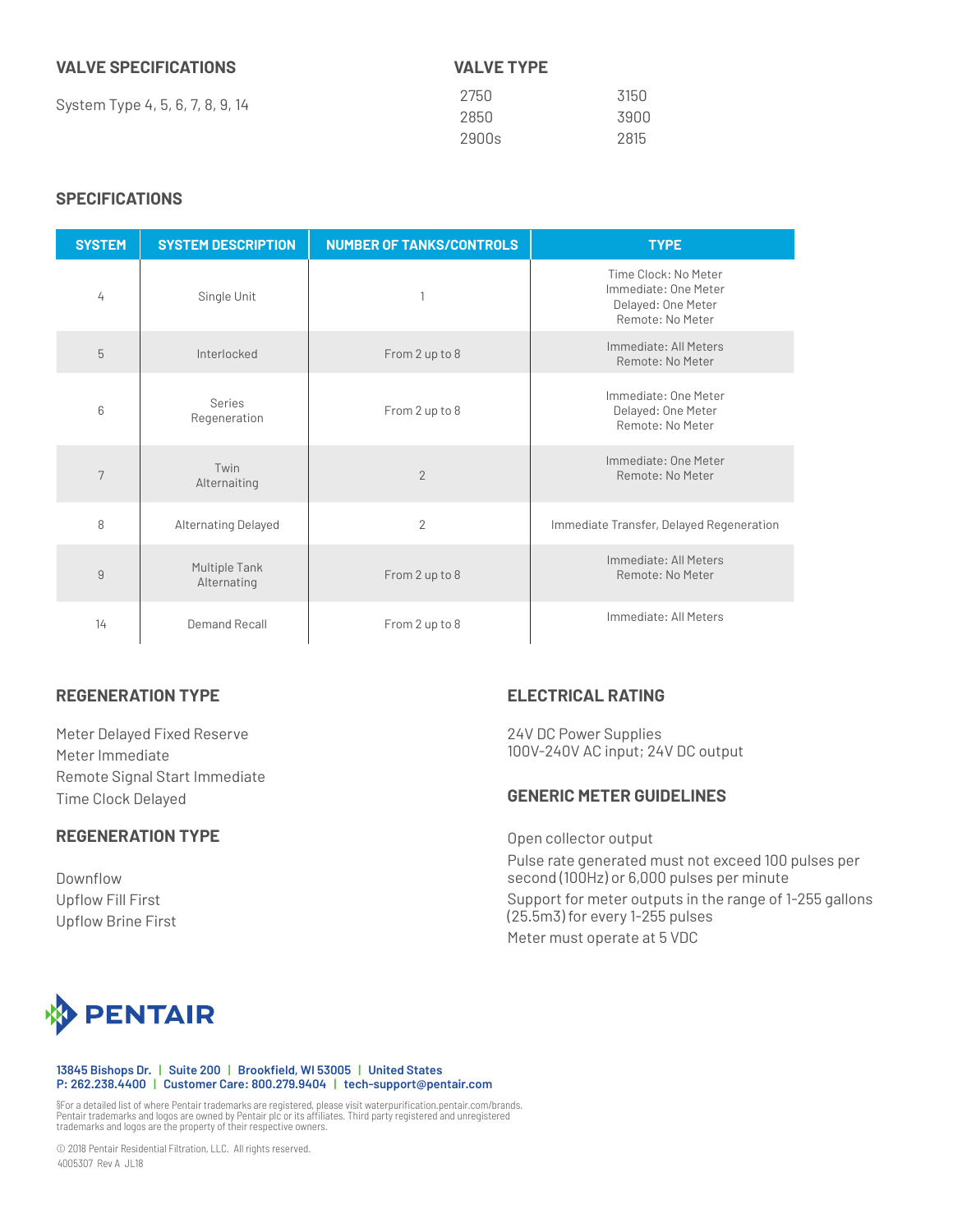## VALVE SPECIFICATIONS

System Type 4, 5, 6, 7, 8, 9, 14

## VALVE TYPE

| | |
|---|---|
| 2750 | 3150 |
| 2850 | 3900 |
| 2900s | 2815 |

## SPECIFICATIONS

| SYSTEM | SYSTEM DESCRIPTION | NUMBER OF TANKS/CONTROLS | TYPE |
|---|---|---|---|
| 4 | Single Unit | 1 | Time Clock: No Meter<br>Immediate: One Meter<br>Delayed: One Meter<br>Remote: No Meter |
| 5 | Interlocked | From 2 up to 8 | Immediate: All Meters<br>Remote: No Meter |
| 6 | Series Regeneration | From 2 up to 8 | Immediate: One Meter<br>Delayed: One Meter<br>Remote: No Meter |
| 7 | Twin Alternaiting | 2 | Immediate: One Meter<br>Remote: No Meter |
| 8 | Alternating Delayed | 2 | Immediate Transfer, Delayed Regeneration |
| 9 | Multiple Tank Alternating | From 2 up to 8 | Immediate: All Meters<br>Remote: No Meter |
| 14 | Demand Recall | From 2 up to 8 | Immediate: All Meters |

## REGENERATION TYPE

Meter Delayed Fixed Reserve
Meter Immediate
Remote Signal Start Immediate
Time Clock Delayed

## REGENERATION TYPE

Downflow
Upflow Fill First
Upflow Brine First

## ELECTRICAL RATING

24V DC Power Supplies
100V-240V AC input; 24V DC output

## GENERIC METER GUIDELINES

Open collector output

Pulse rate generated must not exceed 100 pulses per second (100Hz) or 6,000 pulses per minute

Support for meter outputs in the range of 1-255 gallons (25.5m3) for every 1-255 pulses

Meter must operate at 5 VDC

**PENTAIR**

**13845 Bishops Dr. | Suite 200 | Brookfield, WI 53005 | United States**
**P: 262.238.4400 | Customer Care: 800.279.9404 | tech-support@pentair.com**

§For a detailed list of where Pentair trademarks are registered, please visit waterpurification.pentair.com/brands. Pentair trademarks and logos are owned by Pentair plc or its affiliates. Third party registered and unregistered trademarks and logos are the property of their respective owners.

© 2018 Pentair Residential Filtration, LLC. All rights reserved.
4005307 Rev A JL18